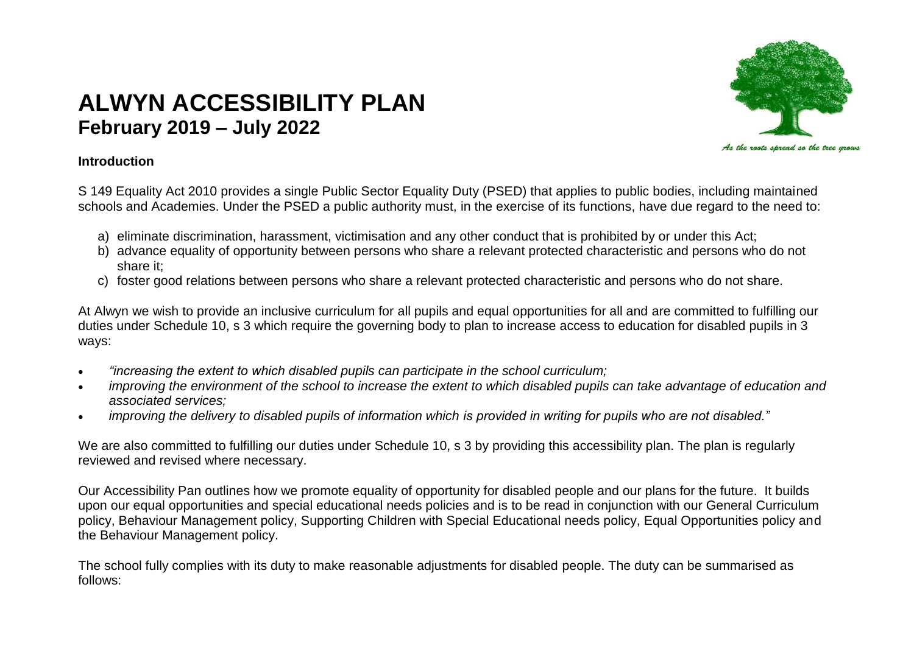# ALWYN ACCESSIBILITY PLAN
## February 2019 – July 2022

*As the roots spread so the tree grows*

### Introduction

S 149 Equality Act 2010 provides a single Public Sector Equality Duty (PSED) that applies to public bodies, including maintained schools and Academies. Under the PSED a public authority must, in the exercise of its functions, have due regard to the need to:

a) eliminate discrimination, harassment, victimisation and any other conduct that is prohibited by or under this Act;
b) advance equality of opportunity between persons who share a relevant protected characteristic and persons who do not share it;
c) foster good relations between persons who share a relevant protected characteristic and persons who do not share.

At Alwyn we wish to provide an inclusive curriculum for all pupils and equal opportunities for all and are committed to fulfilling our duties under Schedule 10, s 3 which require the governing body to plan to increase access to education for disabled pupils in 3 ways:

- *"increasing the extent to which disabled pupils can participate in the school curriculum;*
- *improving the environment of the school to increase the extent to which disabled pupils can take advantage of education and associated services;*
- *improving the delivery to disabled pupils of information which is provided in writing for pupils who are not disabled."*

We are also committed to fulfilling our duties under Schedule 10, s 3 by providing this accessibility plan. The plan is regularly reviewed and revised where necessary.

Our Accessibility Pan outlines how we promote equality of opportunity for disabled people and our plans for the future. It builds upon our equal opportunities and special educational needs policies and is to be read in conjunction with our General Curriculum policy, Behaviour Management policy, Supporting Children with Special Educational needs policy, Equal Opportunities policy and the Behaviour Management policy.

The school fully complies with its duty to make reasonable adjustments for disabled people. The duty can be summarised as follows: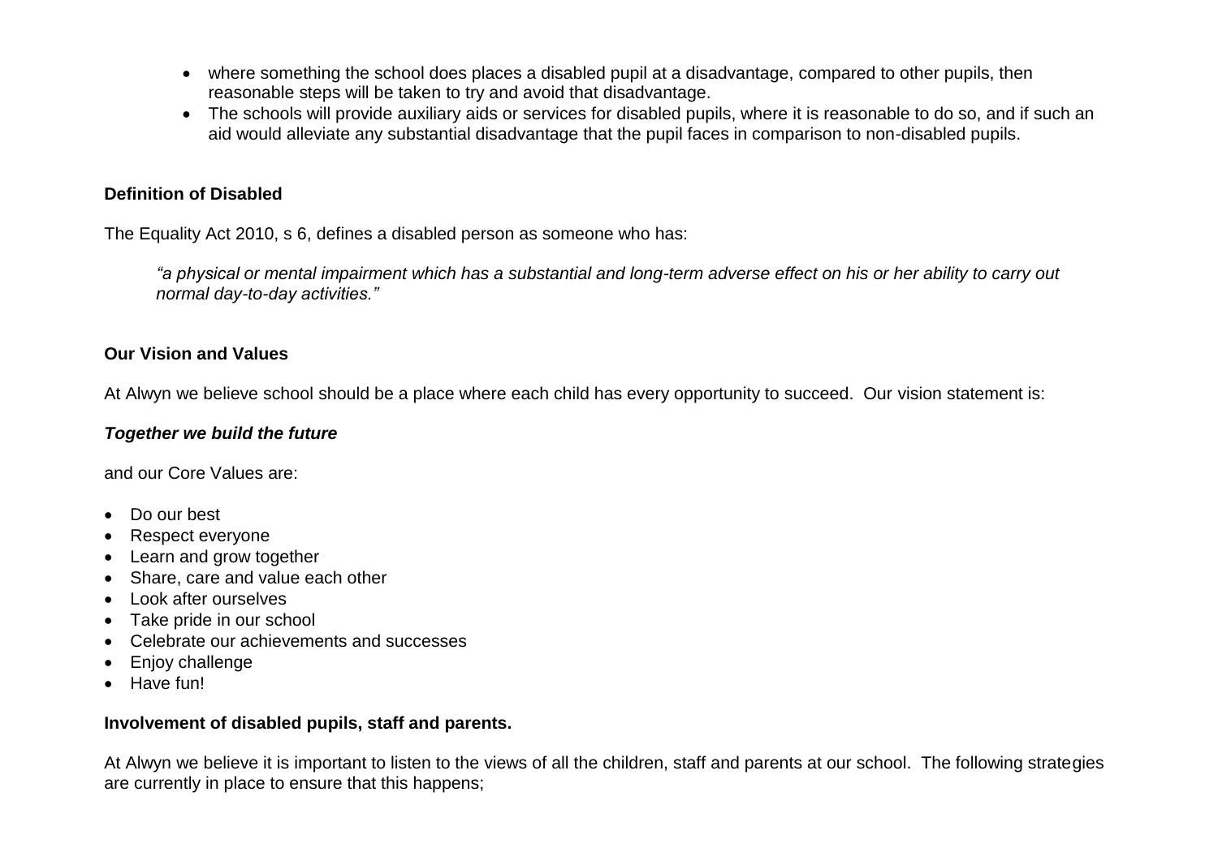- where something the school does places a disabled pupil at a disadvantage, compared to other pupils, then reasonable steps will be taken to try and avoid that disadvantage.
- The schools will provide auxiliary aids or services for disabled pupils, where it is reasonable to do so, and if such an aid would alleviate any substantial disadvantage that the pupil faces in comparison to non-disabled pupils.

**Definition of Disabled**

The Equality Act 2010, s 6, defines a disabled person as someone who has:

> *"a physical or mental impairment which has a substantial and long-term adverse effect on his or her ability to carry out normal day-to-day activities."*

**Our Vision and Values**

At Alwyn we believe school should be a place where each child has every opportunity to succeed. Our vision statement is:

***Together we build the future***

and our Core Values are:

- Do our best
- Respect everyone
- Learn and grow together
- Share, care and value each other
- Look after ourselves
- Take pride in our school
- Celebrate our achievements and successes
- Enjoy challenge
- Have fun!

**Involvement of disabled pupils, staff and parents.**

At Alwyn we believe it is important to listen to the views of all the children, staff and parents at our school. The following strategies are currently in place to ensure that this happens;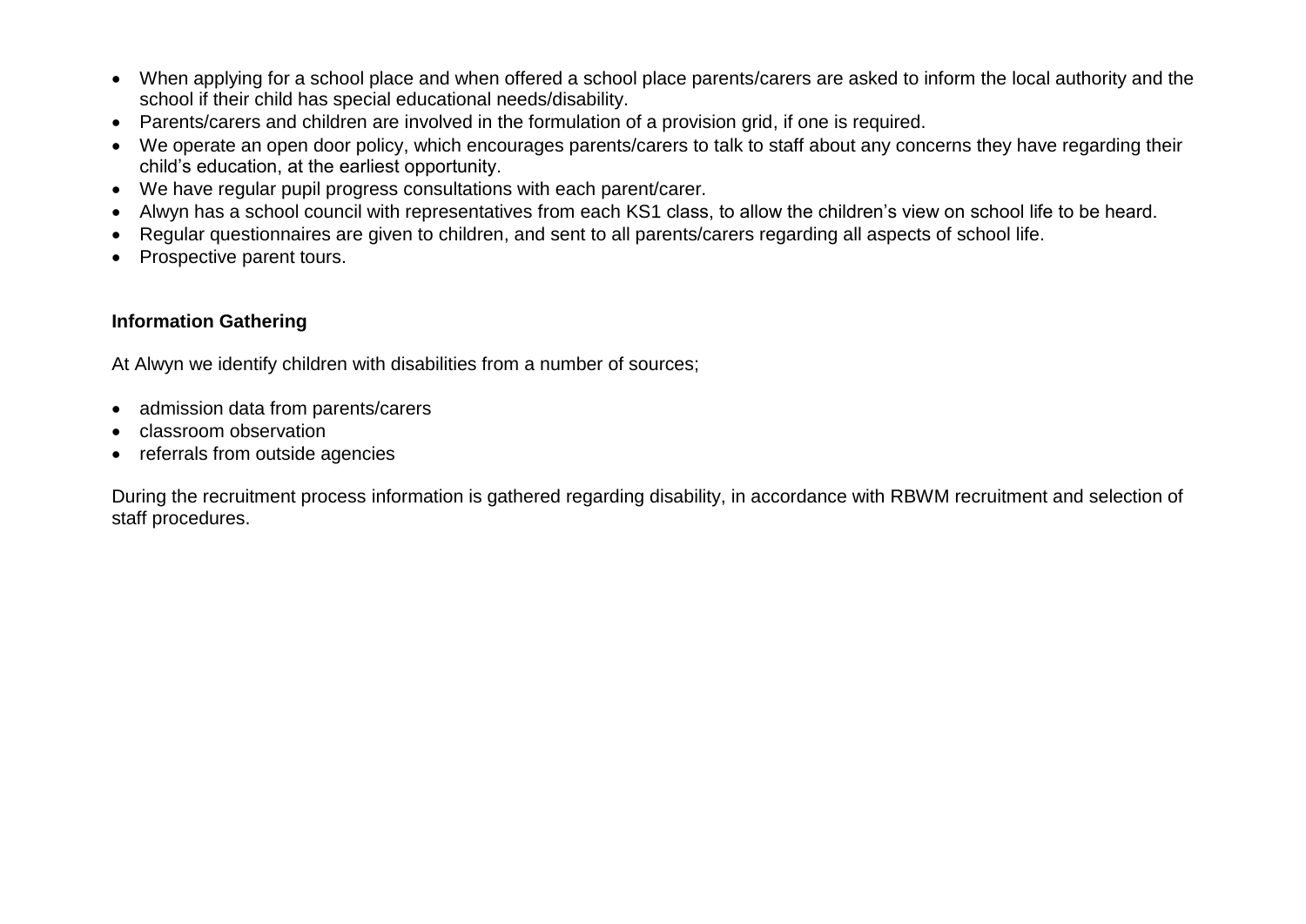- When applying for a school place and when offered a school place parents/carers are asked to inform the local authority and the school if their child has special educational needs/disability.
- Parents/carers and children are involved in the formulation of a provision grid, if one is required.
- We operate an open door policy, which encourages parents/carers to talk to staff about any concerns they have regarding their child's education, at the earliest opportunity.
- We have regular pupil progress consultations with each parent/carer.
- Alwyn has a school council with representatives from each KS1 class, to allow the children's view on school life to be heard.
- Regular questionnaires are given to children, and sent to all parents/carers regarding all aspects of school life.
- Prospective parent tours.

**Information Gathering**

At Alwyn we identify children with disabilities from a number of sources;

- admission data from parents/carers
- classroom observation
- referrals from outside agencies

During the recruitment process information is gathered regarding disability, in accordance with RBWM recruitment and selection of staff procedures.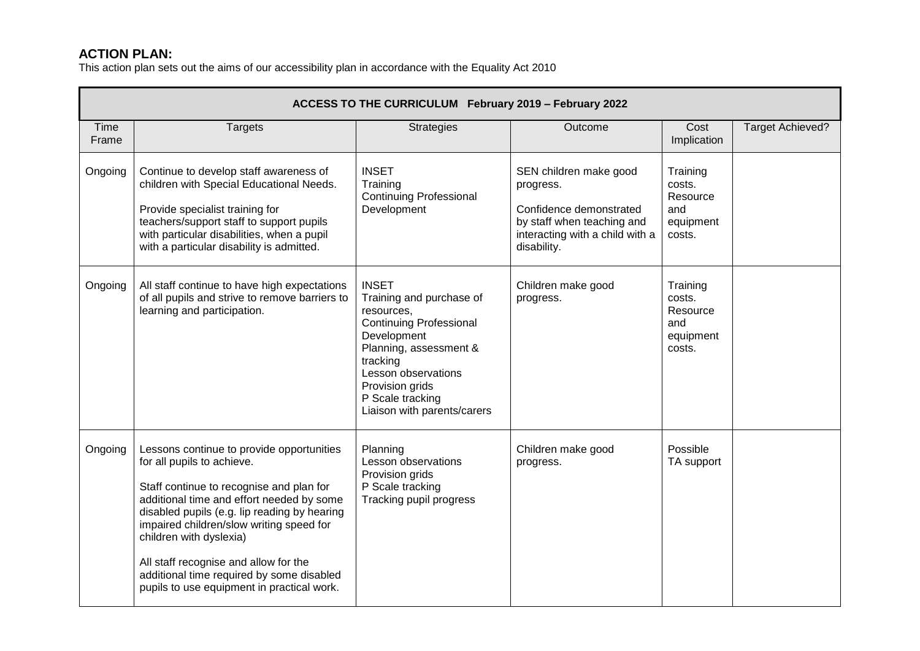## ACTION PLAN:

This action plan sets out the aims of our accessibility plan in accordance with the Equality Act 2010

| **ACCESS TO THE CURRICULUM February 2019 – February 2022** | | | | | |
|---|---|---|---|---|---|
| Time Frame | Targets | Strategies | Outcome | Cost Implication | Target Achieved? |
| Ongoing | Continue to develop staff awareness of children with Special Educational Needs.<br><br>Provide specialist training for teachers/support staff to support pupils with particular disabilities, when a pupil with a particular disability is admitted. | INSET<br>Training<br>Continuing Professional Development | SEN children make good progress.<br><br>Confidence demonstrated by staff when teaching and interacting with a child with a disability. | Training costs. Resource and equipment costs. | |
| Ongoing | All staff continue to have high expectations of all pupils and strive to remove barriers to learning and participation. | INSET<br>Training and purchase of resources,<br>Continuing Professional Development<br>Planning, assessment & tracking<br>Lesson observations<br>Provision grids<br>P Scale tracking<br>Liaison with parents/carers | Children make good progress. | Training costs. Resource and equipment costs. | |
| Ongoing | Lessons continue to provide opportunities for all pupils to achieve.<br><br>Staff continue to recognise and plan for additional time and effort needed by some disabled pupils (e.g. lip reading by hearing impaired children/slow writing speed for children with dyslexia)<br><br>All staff recognise and allow for the additional time required by some disabled pupils to use equipment in practical work. | Planning<br>Lesson observations<br>Provision grids<br>P Scale tracking<br>Tracking pupil progress | Children make good progress. | Possible TA support | |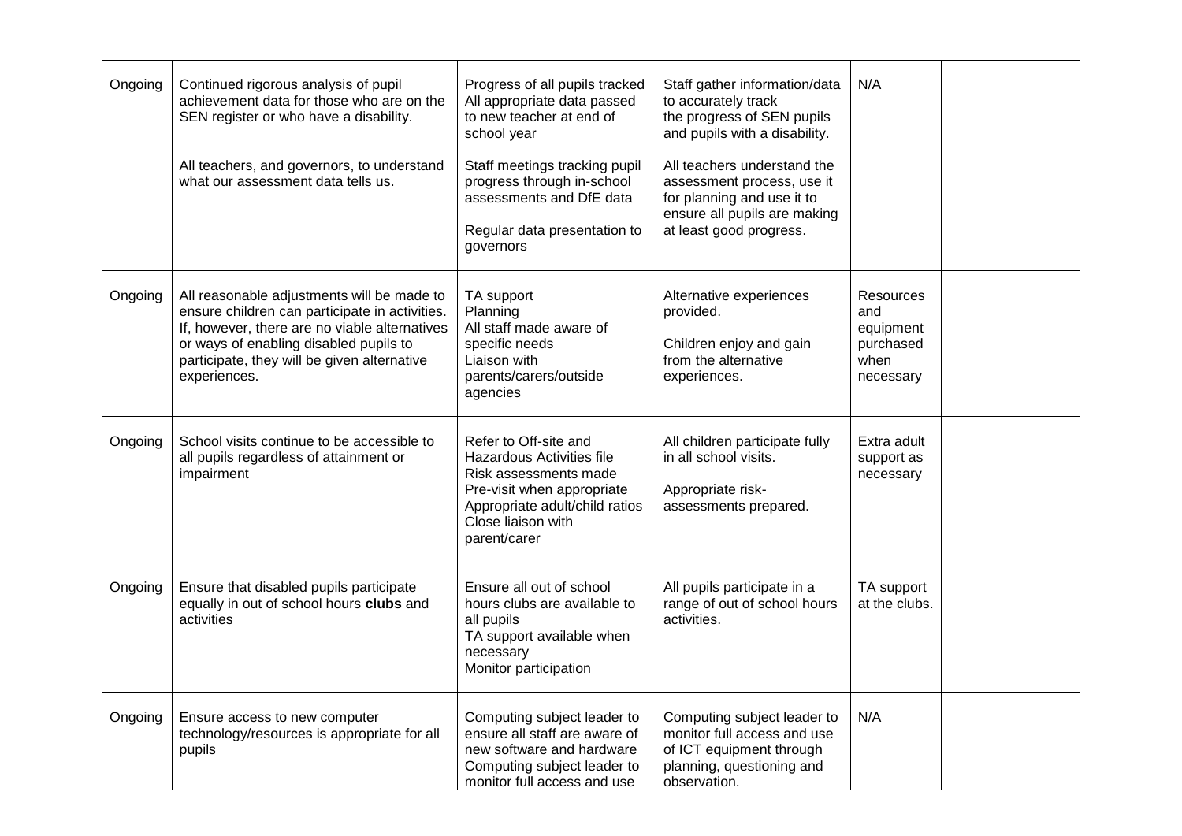| | | | | | |
|---|---|---|---|---|---|
| Ongoing | Continued rigorous analysis of pupil achievement data for those who are on the SEN register or who have a disability.<br><br>All teachers, and governors, to understand what our assessment data tells us. | Progress of all pupils tracked All appropriate data passed to new teacher at end of school year<br><br>Staff meetings tracking pupil progress through in-school assessments and DfE data<br><br>Regular data presentation to governors | Staff gather information/data to accurately track the progress of SEN pupils and pupils with a disability.<br><br>All teachers understand the assessment process, use it for planning and use it to ensure all pupils are making at least good progress. | N/A | |
| Ongoing | All reasonable adjustments will be made to ensure children can participate in activities. If, however, there are no viable alternatives or ways of enabling disabled pupils to participate, they will be given alternative experiences. | TA support<br>Planning<br>All staff made aware of specific needs<br>Liaison with parents/carers/outside agencies | Alternative experiences provided.<br><br>Children enjoy and gain from the alternative experiences. | Resources and equipment purchased when necessary | |
| Ongoing | School visits continue to be accessible to all pupils regardless of attainment or impairment | Refer to Off-site and Hazardous Activities file<br>Risk assessments made<br>Pre-visit when appropriate<br>Appropriate adult/child ratios<br>Close liaison with parent/carer | All children participate fully in all school visits.<br><br>Appropriate risk-assessments prepared. | Extra adult support as necessary | |
| Ongoing | Ensure that disabled pupils participate equally in out of school hours **clubs** and activities | Ensure all out of school hours clubs are available to all pupils<br>TA support available when necessary<br>Monitor participation | All pupils participate in a range of out of school hours activities. | TA support at the clubs. | |
| Ongoing | Ensure access to new computer technology/resources is appropriate for all pupils | Computing subject leader to ensure all staff are aware of new software and hardware<br>Computing subject leader to monitor full access and use | Computing subject leader to monitor full access and use of ICT equipment through planning, questioning and observation. | N/A | |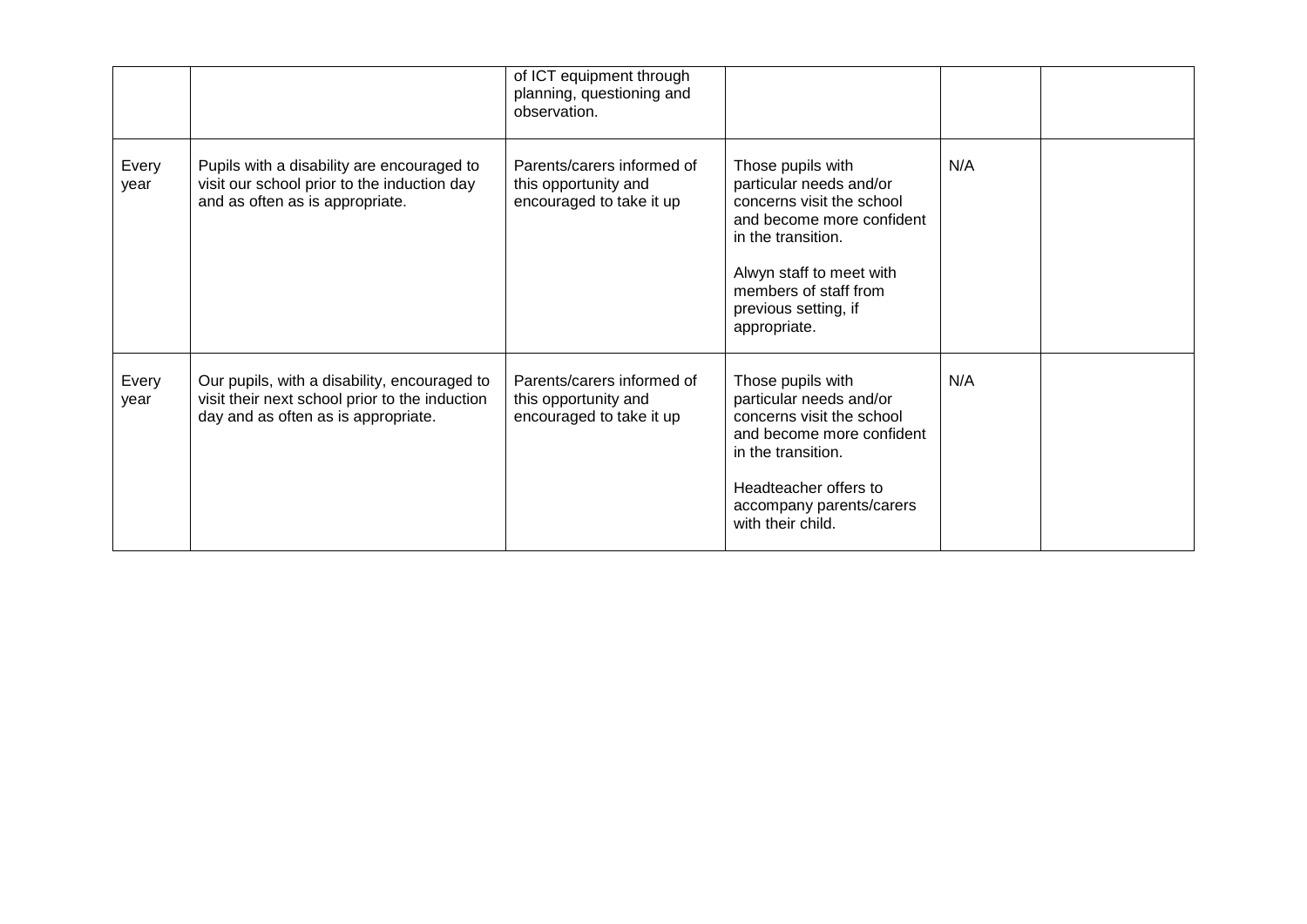| | | | | | |
|---|---|---|---|---|---|
| | | of ICT equipment through planning, questioning and observation. | | | |
| Every year | Pupils with a disability are encouraged to visit our school prior to the induction day and as often as is appropriate. | Parents/carers informed of this opportunity and encouraged to take it up | Those pupils with particular needs and/or concerns visit the school and become more confident in the transition.<br><br>Alwyn staff to meet with members of staff from previous setting, if appropriate. | N/A | |
| Every year | Our pupils, with a disability, encouraged to visit their next school prior to the induction day and as often as is appropriate. | Parents/carers informed of this opportunity and encouraged to take it up | Those pupils with particular needs and/or concerns visit the school and become more confident in the transition.<br><br>Headteacher offers to accompany parents/carers with their child. | N/A | |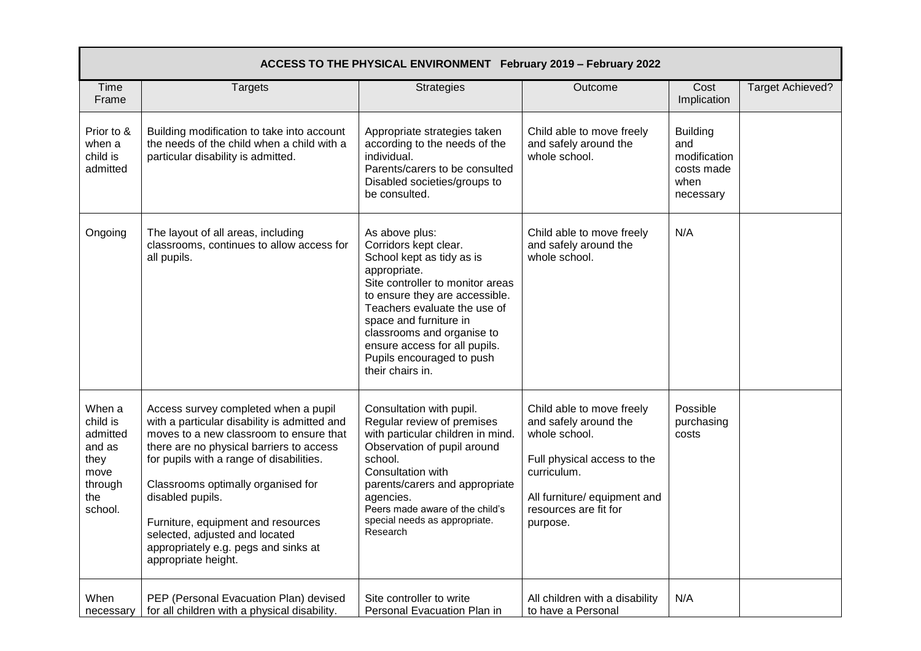| ACCESS TO THE PHYSICAL ENVIRONMENT February 2019 – February 2022 | | | | | |
|---|---|---|---|---|---|
| Time Frame | Targets | Strategies | Outcome | Cost Implication | Target Achieved? |
| Prior to & when a child is admitted | Building modification to take into account the needs of the child when a child with a particular disability is admitted. | Appropriate strategies taken according to the needs of the individual.<br>Parents/carers to be consulted<br>Disabled societies/groups to be consulted. | Child able to move freely and safely around the whole school. | Building and modification costs made when necessary | |
| Ongoing | The layout of all areas, including classrooms, continues to allow access for all pupils. | As above plus:<br>Corridors kept clear.<br>School kept as tidy as is appropriate.<br>Site controller to monitor areas to ensure they are accessible.<br>Teachers evaluate the use of space and furniture in classrooms and organise to ensure access for all pupils.<br>Pupils encouraged to push their chairs in. | Child able to move freely and safely around the whole school. | N/A | |
| When a child is admitted and as they move through the school. | Access survey completed when a pupil with a particular disability is admitted and moves to a new classroom to ensure that there are no physical barriers to access for pupils with a range of disabilities.<br><br>Classrooms optimally organised for disabled pupils.<br><br>Furniture, equipment and resources selected, adjusted and located appropriately e.g. pegs and sinks at appropriate height. | Consultation with pupil.<br>Regular review of premises with particular children in mind.<br>Observation of pupil around school.<br>Consultation with parents/carers and appropriate agencies.<br>Peers made aware of the child's special needs as appropriate.<br>Research | Child able to move freely and safely around the whole school.<br><br>Full physical access to the curriculum.<br><br>All furniture/ equipment and resources are fit for purpose. | Possible purchasing costs | |
| When necessary | PEP (Personal Evacuation Plan) devised for all children with a physical disability. | Site controller to write Personal Evacuation Plan in | All children with a disability to have a Personal | N/A | |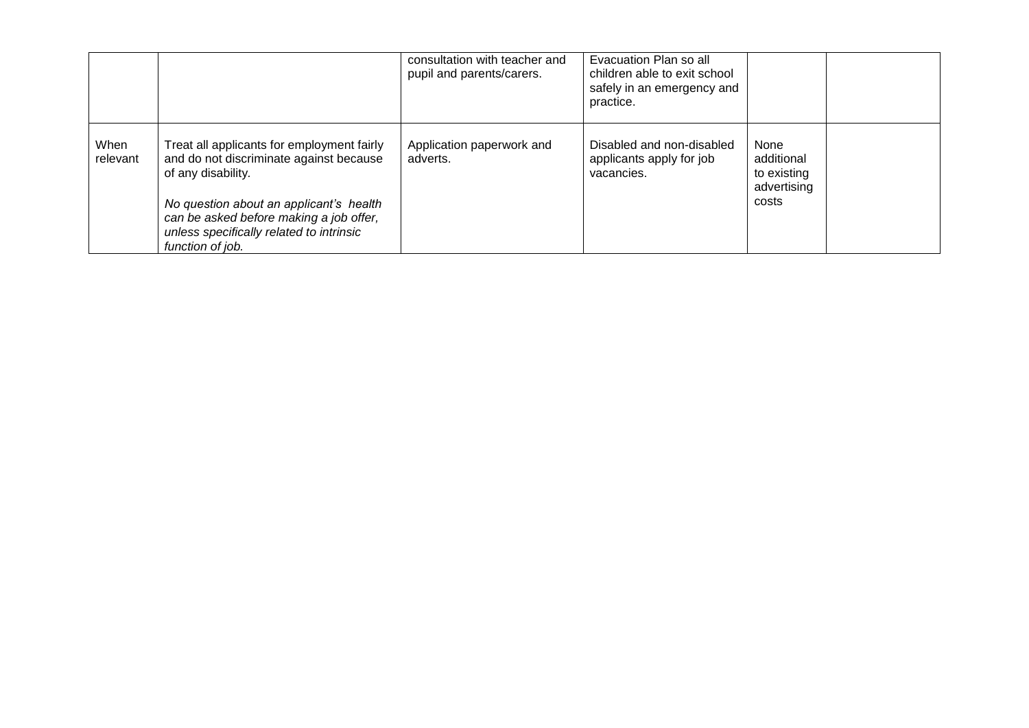| | | | | | |
|---|---|---|---|---|---|
| | | consultation with teacher and pupil and parents/carers. | Evacuation Plan so all children able to exit school safely in an emergency and practice. | | |
| When relevant | Treat all applicants for employment fairly and do not discriminate against because of any disability.<br><br>*No question about an applicant's health can be asked before making a job offer, unless specifically related to intrinsic function of job.* | Application paperwork and adverts. | Disabled and non-disabled applicants apply for job vacancies. | None additional to existing advertising costs | |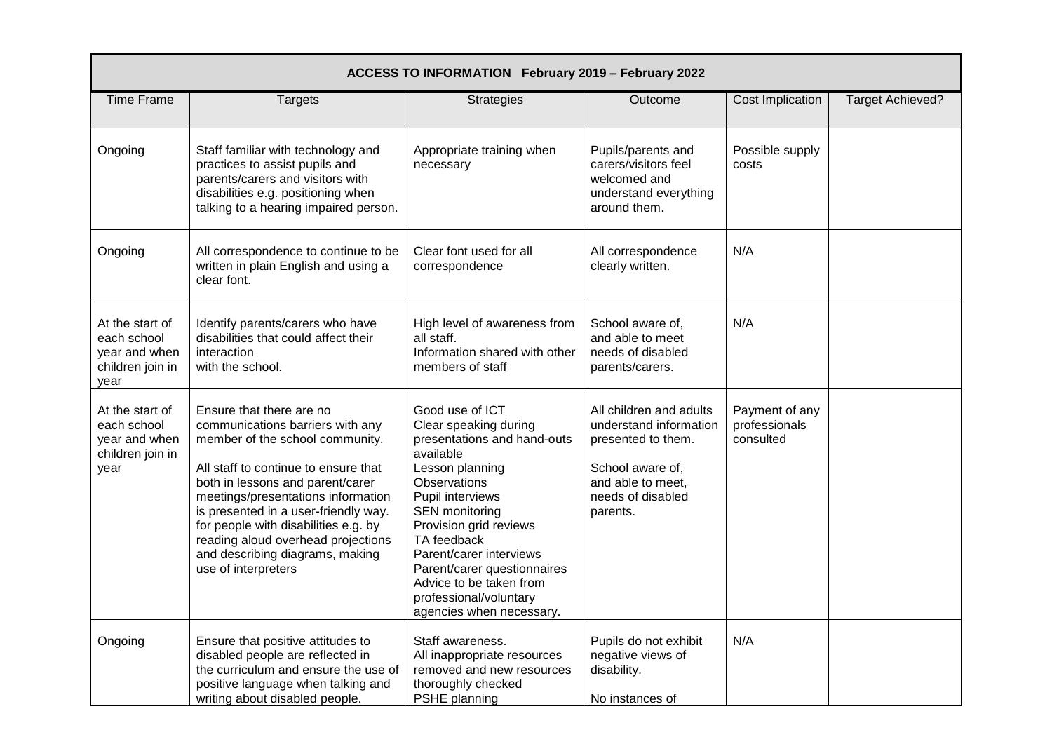| ACCESS TO INFORMATION February 2019 – February 2022 | | | | | |
|---|---|---|---|---|---|
| Time Frame | Targets | Strategies | Outcome | Cost Implication | Target Achieved? |
| Ongoing | Staff familiar with technology and practices to assist pupils and parents/carers and visitors with disabilities e.g. positioning when talking to a hearing impaired person. | Appropriate training when necessary | Pupils/parents and carers/visitors feel welcomed and understand everything around them. | Possible supply costs | |
| Ongoing | All correspondence to continue to be written in plain English and using a clear font. | Clear font used for all correspondence | All correspondence clearly written. | N/A | |
| At the start of each school year and when children join in year | Identify parents/carers who have disabilities that could affect their interaction with the school. | High level of awareness from all staff.<br>Information shared with other members of staff | School aware of, and able to meet needs of disabled parents/carers. | N/A | |
| At the start of each school year and when children join in year | Ensure that there are no communications barriers with any member of the school community.<br><br>All staff to continue to ensure that both in lessons and parent/carer meetings/presentations information is presented in a user-friendly way. for people with disabilities e.g. by reading aloud overhead projections and describing diagrams, making use of interpreters | Good use of ICT<br>Clear speaking during presentations and hand-outs available<br>Lesson planning<br>Observations<br>Pupil interviews<br>SEN monitoring<br>Provision grid reviews<br>TA feedback<br>Parent/carer interviews<br>Parent/carer questionnaires<br>Advice to be taken from professional/voluntary agencies when necessary. | All children and adults understand information presented to them.<br><br>School aware of, and able to meet, needs of disabled parents. | Payment of any professionals consulted | |
| Ongoing | Ensure that positive attitudes to disabled people are reflected in the curriculum and ensure the use of positive language when talking and writing about disabled people. | Staff awareness.<br>All inappropriate resources removed and new resources thoroughly checked<br>PSHE planning | Pupils do not exhibit negative views of disability.<br><br>No instances of | N/A | |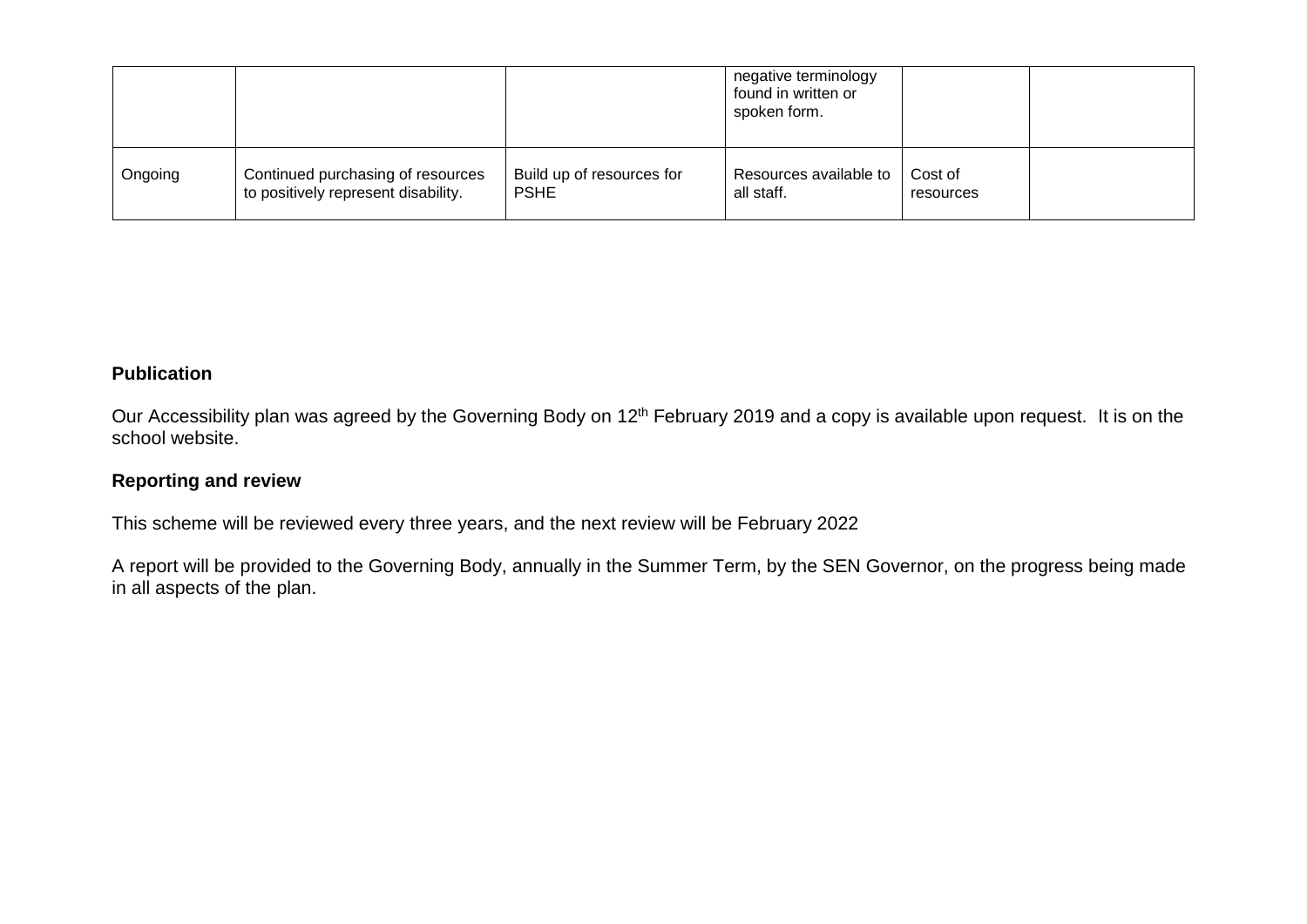|  |  |  | negative terminology found in written or spoken form. |  |  |
| --- | --- | --- | --- | --- | --- |
| Ongoing | Continued purchasing of resources to positively represent disability. | Build up of resources for PSHE | Resources available to all staff. | Cost of resources |  |

**Publication**

Our Accessibility plan was agreed by the Governing Body on 12th February 2019 and a copy is available upon request. It is on the school website.

**Reporting and review**

This scheme will be reviewed every three years, and the next review will be February 2022

A report will be provided to the Governing Body, annually in the Summer Term, by the SEN Governor, on the progress being made in all aspects of the plan.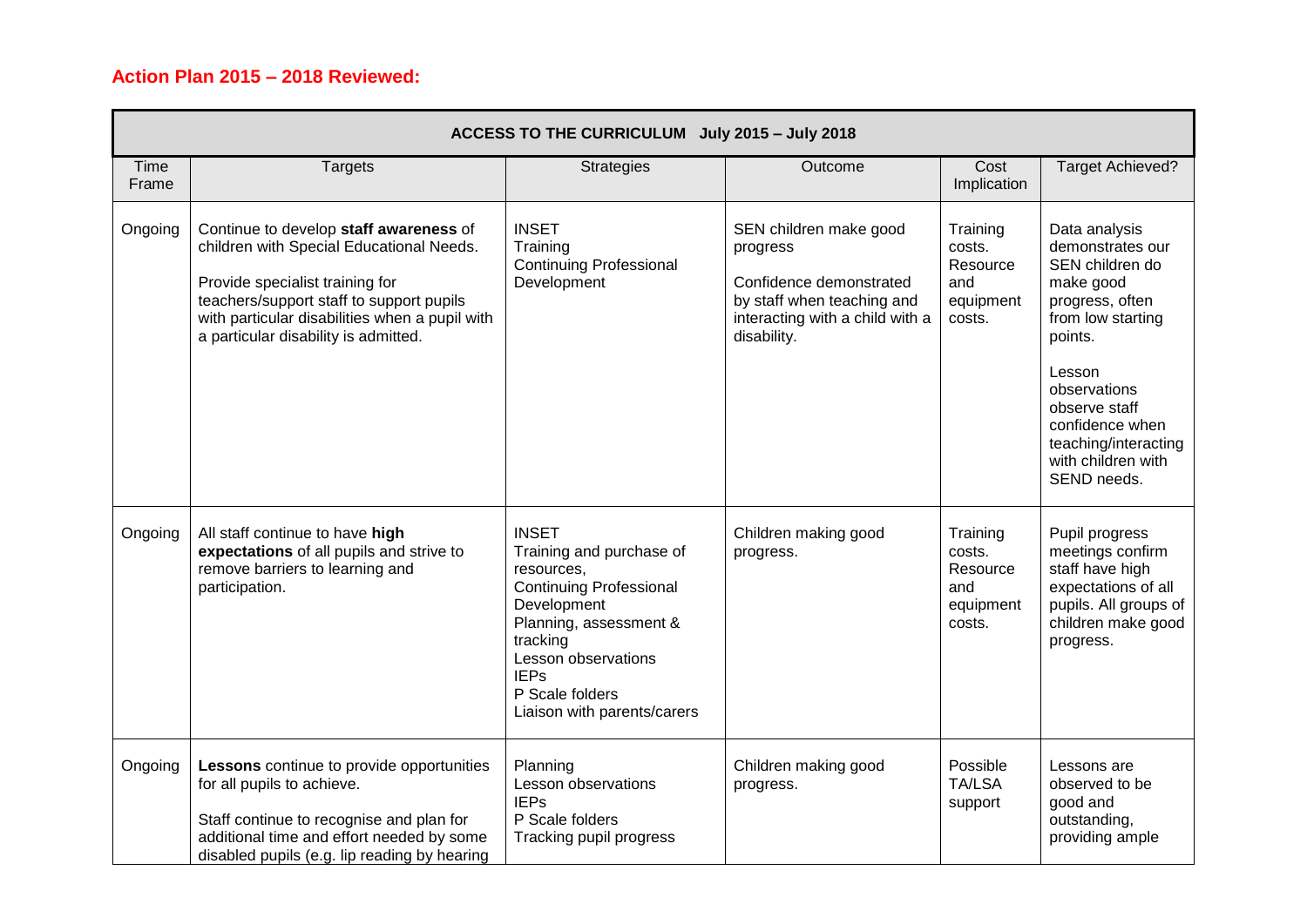## Action Plan 2015 – 2018 Reviewed:

| ACCESS TO THE CURRICULUM July 2015 – July 2018 | | | | | |
|---|---|---|---|---|---|
| Time Frame | Targets | Strategies | Outcome | Cost Implication | Target Achieved? |
| Ongoing | Continue to develop **staff awareness** of children with Special Educational Needs.<br><br>Provide specialist training for teachers/support staff to support pupils with particular disabilities when a pupil with a particular disability is admitted. | INSET<br>Training<br>Continuing Professional Development | SEN children make good progress<br><br>Confidence demonstrated by staff when teaching and interacting with a child with a disability. | Training costs. Resource and equipment costs. | Data analysis demonstrates our SEN children do make good progress, often from low starting points.<br><br>Lesson observations observe staff confidence when teaching/interacting with children with SEND needs. |
| Ongoing | All staff continue to have **high expectations** of all pupils and strive to remove barriers to learning and participation. | INSET<br>Training and purchase of resources,<br>Continuing Professional Development<br>Planning, assessment & tracking<br>Lesson observations<br>IEPs<br>P Scale folders<br>Liaison with parents/carers | Children making good progress. | Training costs. Resource and equipment costs. | Pupil progress meetings confirm staff have high expectations of all pupils. All groups of children make good progress. |
| Ongoing | **Lessons** continue to provide opportunities for all pupils to achieve.<br><br>Staff continue to recognise and plan for additional time and effort needed by some disabled pupils (e.g. lip reading by hearing | Planning<br>Lesson observations<br>IEPs<br>P Scale folders<br>Tracking pupil progress | Children making good progress. | Possible TA/LSA support | Lessons are observed to be good and outstanding, providing ample |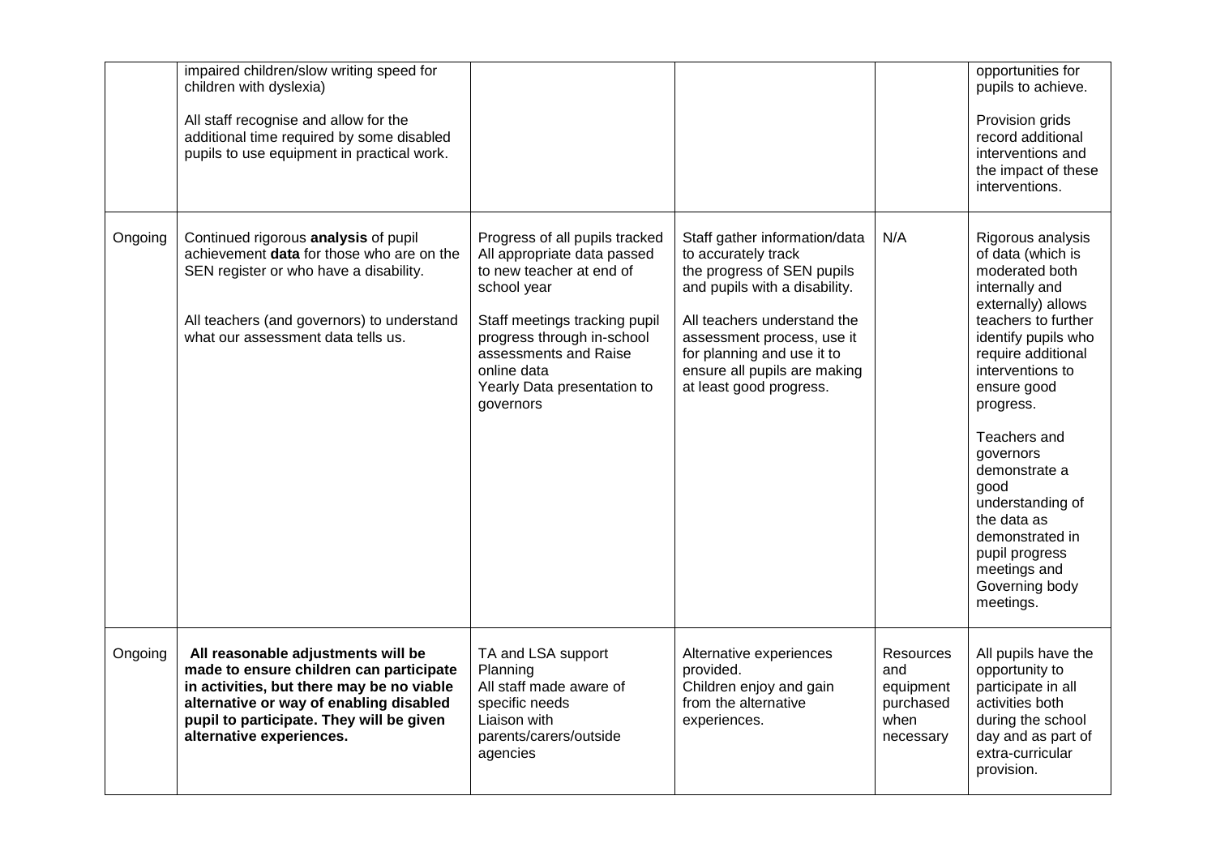| | | | | | |
|---|---|---|---|---|---|
| | impaired children/slow writing speed for children with dyslexia)<br><br>All staff recognise and allow for the additional time required by some disabled pupils to use equipment in practical work. | | | | opportunities for pupils to achieve.<br><br>Provision grids record additional interventions and the impact of these interventions. |
| Ongoing | Continued rigorous **analysis** of pupil achievement **data** for those who are on the SEN register or who have a disability.<br><br>All teachers (and governors) to understand what our assessment data tells us. | Progress of all pupils tracked<br>All appropriate data passed to new teacher at end of school year<br><br>Staff meetings tracking pupil progress through in-school assessments and Raise online data<br>Yearly Data presentation to governors | Staff gather information/data to accurately track the progress of SEN pupils and pupils with a disability.<br><br>All teachers understand the assessment process, use it for planning and use it to ensure all pupils are making at least good progress. | N/A | Rigorous analysis of data (which is moderated both internally and externally) allows teachers to further identify pupils who require additional interventions to ensure good progress.<br><br>Teachers and governors demonstrate a good understanding of the data as demonstrated in pupil progress meetings and Governing body meetings. |
| Ongoing | **All reasonable adjustments will be made to ensure children can participate in activities, but there may be no viable alternative or way of enabling disabled pupil to participate. They will be given alternative experiences.** | TA and LSA support<br>Planning<br>All staff made aware of specific needs<br>Liaison with parents/carers/outside agencies | Alternative experiences provided.<br>Children enjoy and gain from the alternative experiences. | Resources and equipment purchased when necessary | All pupils have the opportunity to participate in all activities both during the school day and as part of extra-curricular provision. |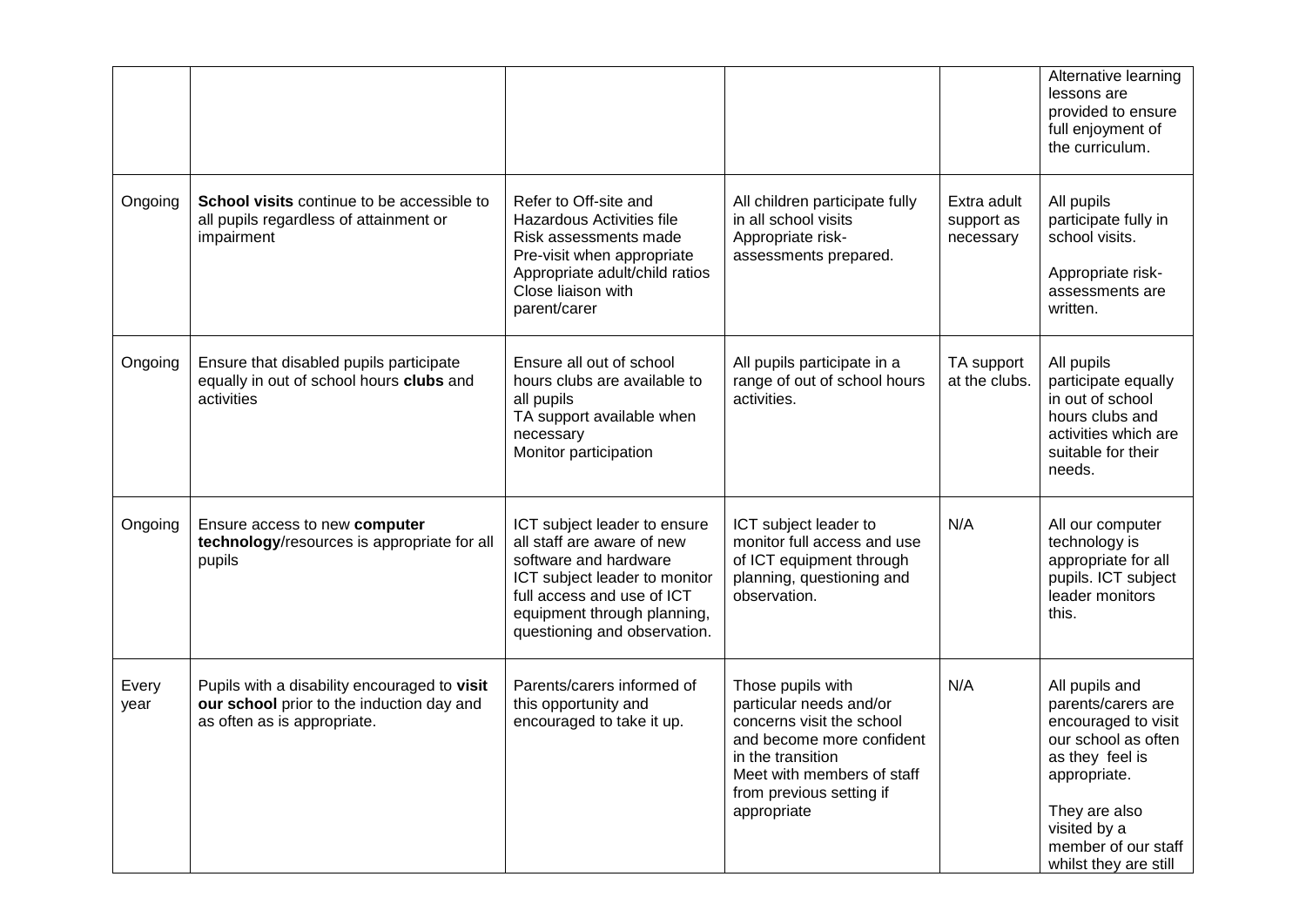| | | | | | |
|---|---|---|---|---|---|
| | | | | | Alternative learning lessons are provided to ensure full enjoyment of the curriculum. |
| Ongoing | **School visits** continue to be accessible to all pupils regardless of attainment or impairment | Refer to Off-site and Hazardous Activities file<br>Risk assessments made<br>Pre-visit when appropriate<br>Appropriate adult/child ratios<br>Close liaison with parent/carer | All children participate fully in all school visits<br>Appropriate risk-assessments prepared. | Extra adult support as necessary | All pupils participate fully in school visits.<br><br>Appropriate risk-assessments are written. |
| Ongoing | Ensure that disabled pupils participate equally in out of school hours **clubs** and activities | Ensure all out of school hours clubs are available to all pupils<br>TA support available when necessary<br>Monitor participation | All pupils participate in a range of out of school hours activities. | TA support at the clubs. | All pupils participate equally in out of school hours clubs and activities which are suitable for their needs. |
| Ongoing | Ensure access to new **computer technology**/resources is appropriate for all pupils | ICT subject leader to ensure all staff are aware of new software and hardware<br>ICT subject leader to monitor full access and use of ICT equipment through planning, questioning and observation. | ICT subject leader to monitor full access and use of ICT equipment through planning, questioning and observation. | N/A | All our computer technology is appropriate for all pupils. ICT subject leader monitors this. |
| Every year | Pupils with a disability encouraged to **visit our school** prior to the induction day and as often as is appropriate. | Parents/carers informed of this opportunity and encouraged to take it up. | Those pupils with particular needs and/or concerns visit the school and become more confident in the transition<br>Meet with members of staff from previous setting if appropriate | N/A | All pupils and parents/carers are encouraged to visit our school as often as they feel is appropriate.<br><br>They are also visited by a member of our staff whilst they are still |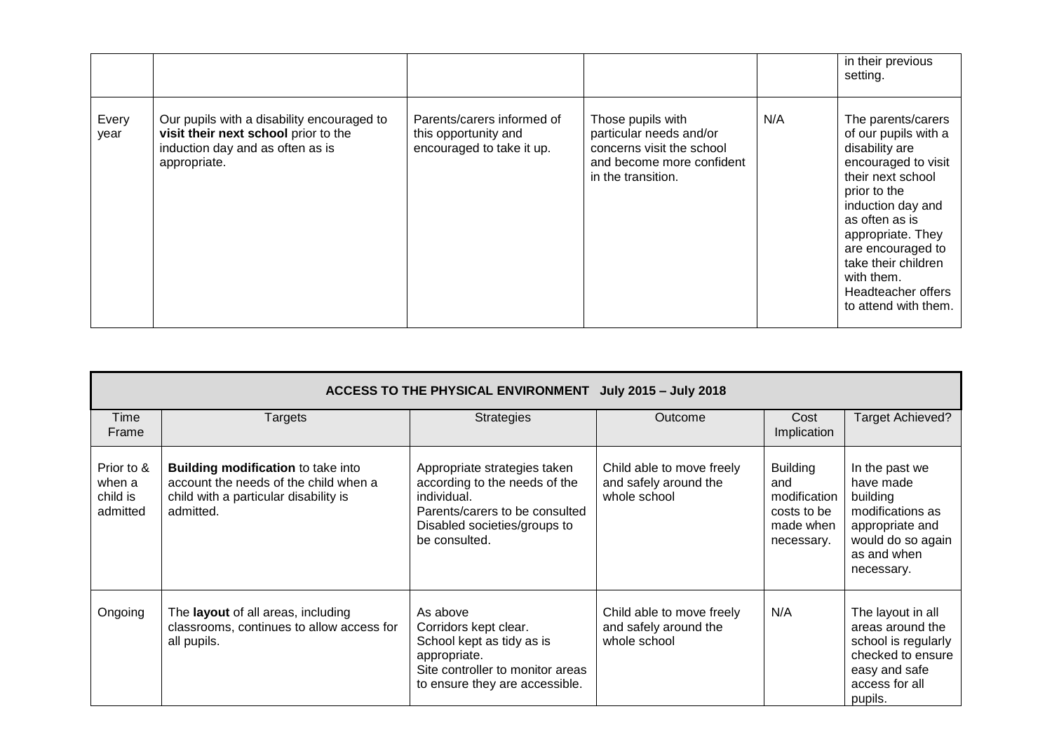| | | | | | in their previous setting. |
|---|---|---|---|---|---|
| Every year | Our pupils with a disability encouraged to **visit their next school** prior to the induction day and as often as is appropriate. | Parents/carers informed of this opportunity and encouraged to take it up. | Those pupils with particular needs and/or concerns visit the school and become more confident in the transition. | N/A | The parents/carers of our pupils with a disability are encouraged to visit their next school prior to the induction day and as often as is appropriate. They are encouraged to take their children with them. Headteacher offers to attend with them. |

| **ACCESS TO THE PHYSICAL ENVIRONMENT July 2015 – July 2018** | | | | | |
|---|---|---|---|---|---|
| Time Frame | Targets | Strategies | Outcome | Cost Implication | Target Achieved? |
| Prior to & when a child is admitted | **Building modification** to take into account the needs of the child when a child with a particular disability is admitted. | Appropriate strategies taken according to the needs of the individual. Parents/carers to be consulted Disabled societies/groups to be consulted. | Child able to move freely and safely around the whole school | Building and modification costs to be made when necessary. | In the past we have made building modifications as appropriate and would do so again as and when necessary. |
| Ongoing | The **layout** of all areas, including classrooms, continues to allow access for all pupils. | As above Corridors kept clear. School kept as tidy as is appropriate. Site controller to monitor areas to ensure they are accessible. | Child able to move freely and safely around the whole school | N/A | The layout in all areas around the school is regularly checked to ensure easy and safe access for all pupils. |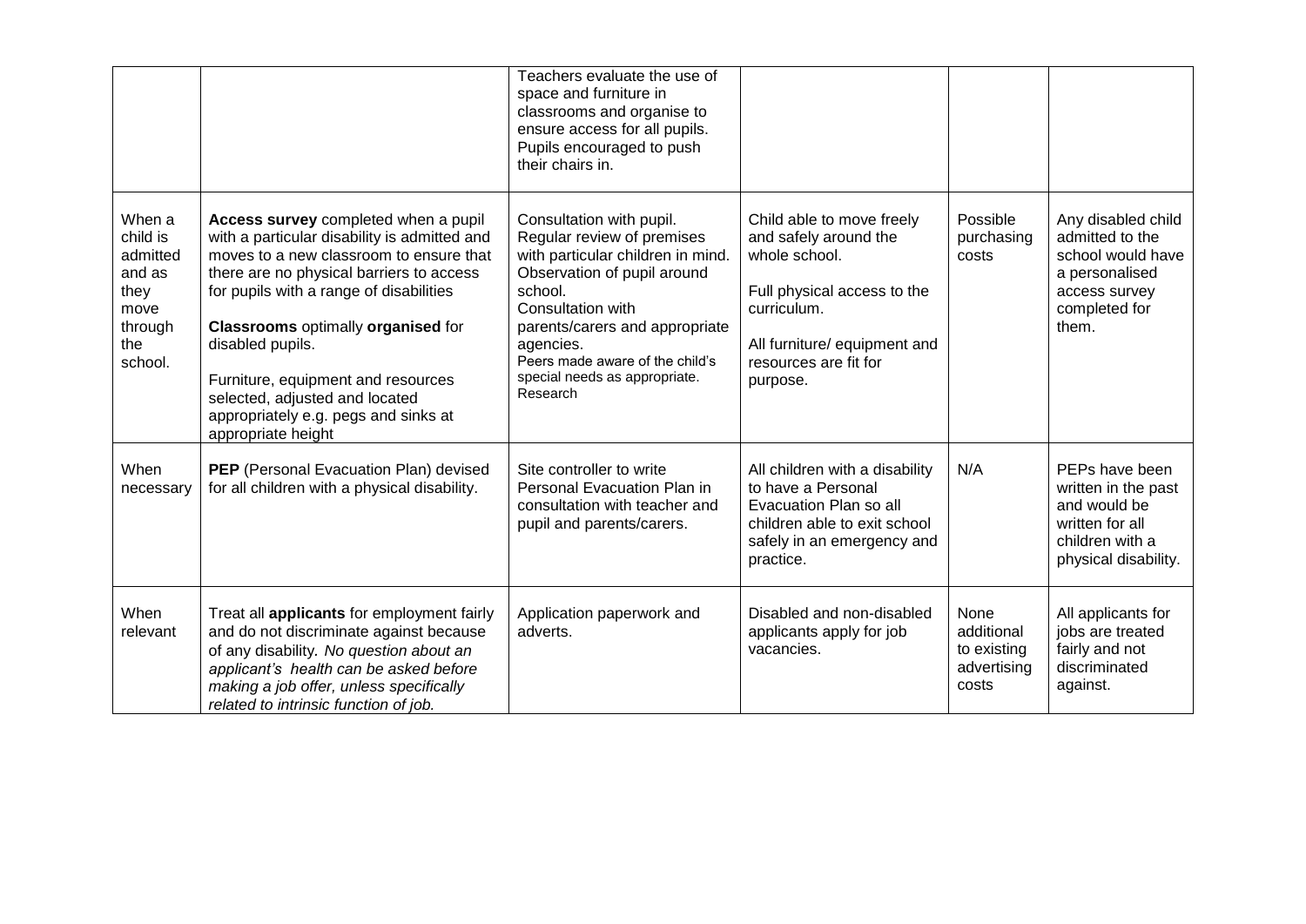| | | | | | |
|---|---|---|---|---|---|
| | | Teachers evaluate the use of space and furniture in classrooms and organise to ensure access for all pupils. Pupils encouraged to push their chairs in. | | | |
| When a child is admitted and as they move through the school. | **Access survey** completed when a pupil with a particular disability is admitted and moves to a new classroom to ensure that there are no physical barriers to access for pupils with a range of disabilities<br><br>**Classrooms** optimally **organised** for disabled pupils.<br><br>Furniture, equipment and resources selected, adjusted and located appropriately e.g. pegs and sinks at appropriate height | Consultation with pupil. Regular review of premises with particular children in mind. Observation of pupil around school. Consultation with parents/carers and appropriate agencies. Peers made aware of the child's special needs as appropriate. Research | Child able to move freely and safely around the whole school.<br><br>Full physical access to the curriculum.<br><br>All furniture/ equipment and resources are fit for purpose. | Possible purchasing costs | Any disabled child admitted to the school would have a personalised access survey completed for them. |
| When necessary | **PEP** (Personal Evacuation Plan) devised for all children with a physical disability. | Site controller to write Personal Evacuation Plan in consultation with teacher and pupil and parents/carers. | All children with a disability to have a Personal Evacuation Plan so all children able to exit school safely in an emergency and practice. | N/A | PEPs have been written in the past and would be written for all children with a physical disability. |
| When relevant | Treat all **applicants** for employment fairly and do not discriminate against because of any disability. *No question about an applicant's health can be asked before making a job offer, unless specifically related to intrinsic function of job.* | Application paperwork and adverts. | Disabled and non-disabled applicants apply for job vacancies. | None additional to existing advertising costs | All applicants for jobs are treated fairly and not discriminated against. |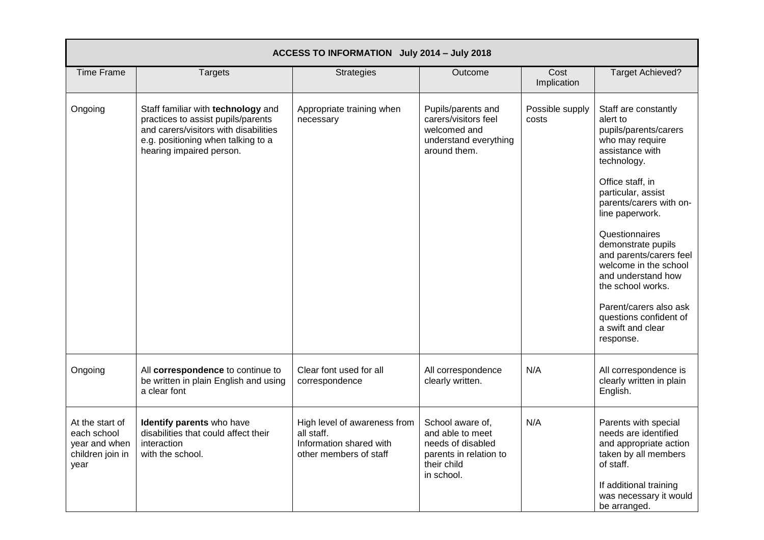| ACCESS TO INFORMATION July 2014 – July 2018 | | | | | |
|---|---|---|---|---|---|
| Time Frame | Targets | Strategies | Outcome | Cost Implication | Target Achieved? |
| Ongoing | Staff familiar with **technology** and practices to assist pupils/parents and carers/visitors with disabilities e.g. positioning when talking to a hearing impaired person. | Appropriate training when necessary | Pupils/parents and carers/visitors feel welcomed and understand everything around them. | Possible supply costs | Staff are constantly alert to pupils/parents/carers who may require assistance with technology.<br><br>Office staff, in particular, assist parents/carers with on-line paperwork.<br><br>Questionnaires demonstrate pupils and parents/carers feel welcome in the school and understand how the school works.<br><br>Parent/carers also ask questions confident of a swift and clear response. |
| Ongoing | All **correspondence** to continue to be written in plain English and using a clear font | Clear font used for all correspondence | All correspondence clearly written. | N/A | All correspondence is clearly written in plain English. |
| At the start of each school year and when children join in year | **Identify parents** who have disabilities that could affect their interaction with the school. | High level of awareness from all staff. Information shared with other members of staff | School aware of, and able to meet needs of disabled parents in relation to their child in school. | N/A | Parents with special needs are identified and appropriate action taken by all members of staff.<br><br>If additional training was necessary it would be arranged. |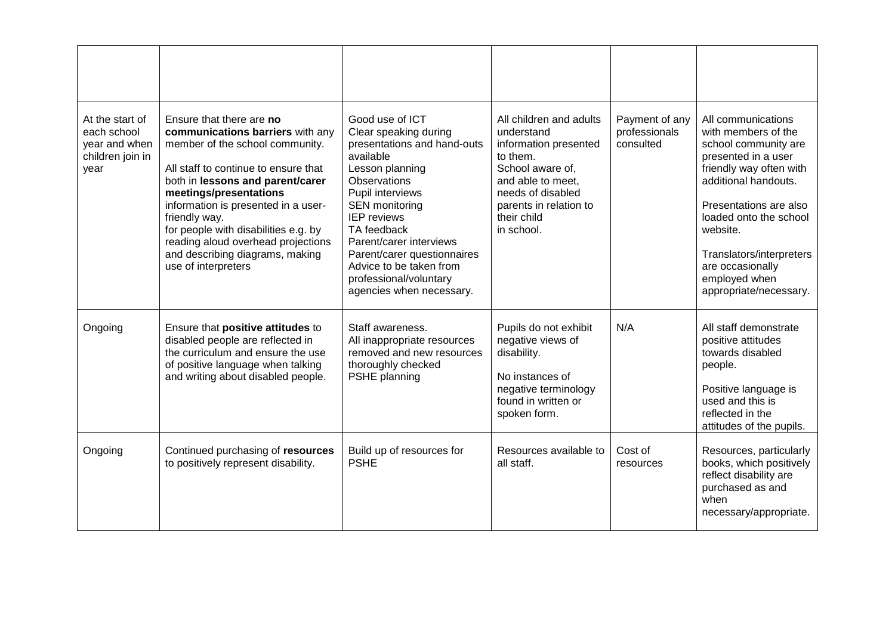| | | | | | |
|---|---|---|---|---|---|
| | | | | | |
| At the start of each school year and when children join in year | Ensure that there are **no communications barriers** with any member of the school community.<br><br>All staff to continue to ensure that both in **lessons and parent/carer meetings/presentations** information is presented in a user-friendly way.<br>for people with disabilities e.g. by reading aloud overhead projections and describing diagrams, making use of interpreters | Good use of ICT<br>Clear speaking during presentations and hand-outs available<br>Lesson planning<br>Observations<br>Pupil interviews<br>SEN monitoring<br>IEP reviews<br>TA feedback<br>Parent/carer interviews<br>Parent/carer questionnaires<br>Advice to be taken from professional/voluntary agencies when necessary. | All children and adults understand information presented to them.<br>School aware of, and able to meet, needs of disabled parents in relation to their child in school. | Payment of any professionals consulted | All communications with members of the school community are presented in a user friendly way often with additional handouts.<br><br>Presentations are also loaded onto the school website.<br><br>Translators/interpreters are occasionally employed when appropriate/necessary. |
| Ongoing | Ensure that **positive attitudes** to disabled people are reflected in the curriculum and ensure the use of positive language when talking and writing about disabled people. | Staff awareness.<br>All inappropriate resources removed and new resources thoroughly checked<br>PSHE planning | Pupils do not exhibit negative views of disability.<br><br>No instances of negative terminology found in written or spoken form. | N/A | All staff demonstrate positive attitudes towards disabled people.<br><br>Positive language is used and this is reflected in the attitudes of the pupils. |
| Ongoing | Continued purchasing of **resources** to positively represent disability. | Build up of resources for PSHE | Resources available to all staff. | Cost of resources | Resources, particularly books, which positively reflect disability are purchased as and when necessary/appropriate. |